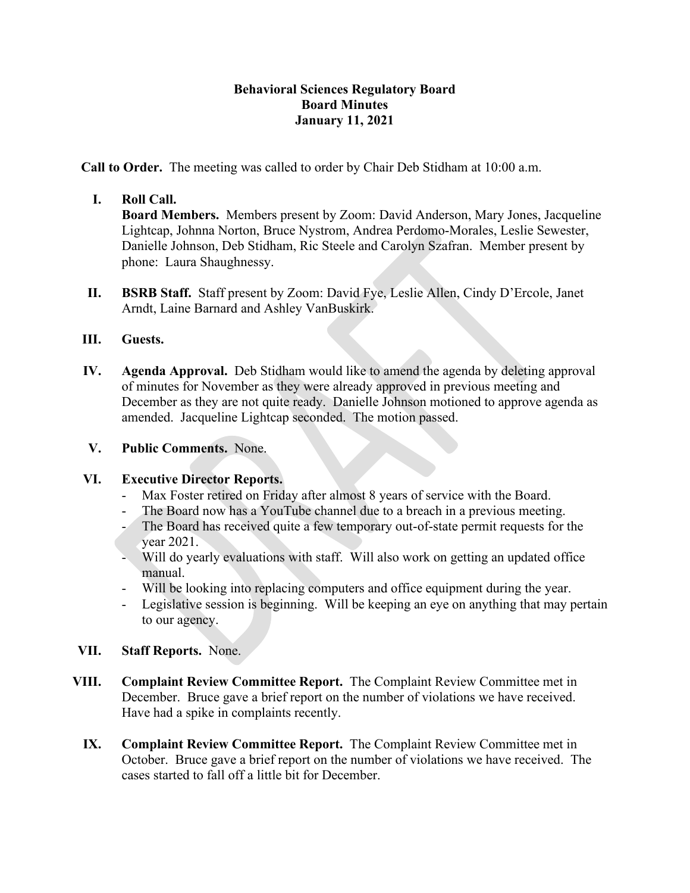# Behavioral Sciences Regulatory Board
## Board Minutes
## January 11, 2021

**Call to Order.** The meeting was called to order by Chair Deb Stidham at 10:00 a.m.

I. **Roll Call.**
**Board Members.** Members present by Zoom: David Anderson, Mary Jones, Jacqueline Lightcap, Johnna Norton, Bruce Nystrom, Andrea Perdomo-Morales, Leslie Sewester, Danielle Johnson, Deb Stidham, Ric Steele and Carolyn Szafran. Member present by phone: Laura Shaughnessy.

II. **BSRB Staff.** Staff present by Zoom: David Fye, Leslie Allen, Cindy D'Ercole, Janet Arndt, Laine Barnard and Ashley VanBuskirk.

III. **Guests.**

IV. **Agenda Approval.** Deb Stidham would like to amend the agenda by deleting approval of minutes for November as they were already approved in previous meeting and December as they are not quite ready. Danielle Johnson motioned to approve agenda as amended. Jacqueline Lightcap seconded. The motion passed.

V. **Public Comments.** None.

VI. **Executive Director Reports.**
- Max Foster retired on Friday after almost 8 years of service with the Board.
- The Board now has a YouTube channel due to a breach in a previous meeting.
- The Board has received quite a few temporary out-of-state permit requests for the year 2021.
- Will do yearly evaluations with staff. Will also work on getting an updated office manual.
- Will be looking into replacing computers and office equipment during the year.
- Legislative session is beginning. Will be keeping an eye on anything that may pertain to our agency.

VII. **Staff Reports.** None.

VIII. **Complaint Review Committee Report.** The Complaint Review Committee met in December. Bruce gave a brief report on the number of violations we have received. Have had a spike in complaints recently.

IX. **Complaint Review Committee Report.** The Complaint Review Committee met in October. Bruce gave a brief report on the number of violations we have received. The cases started to fall off a little bit for December.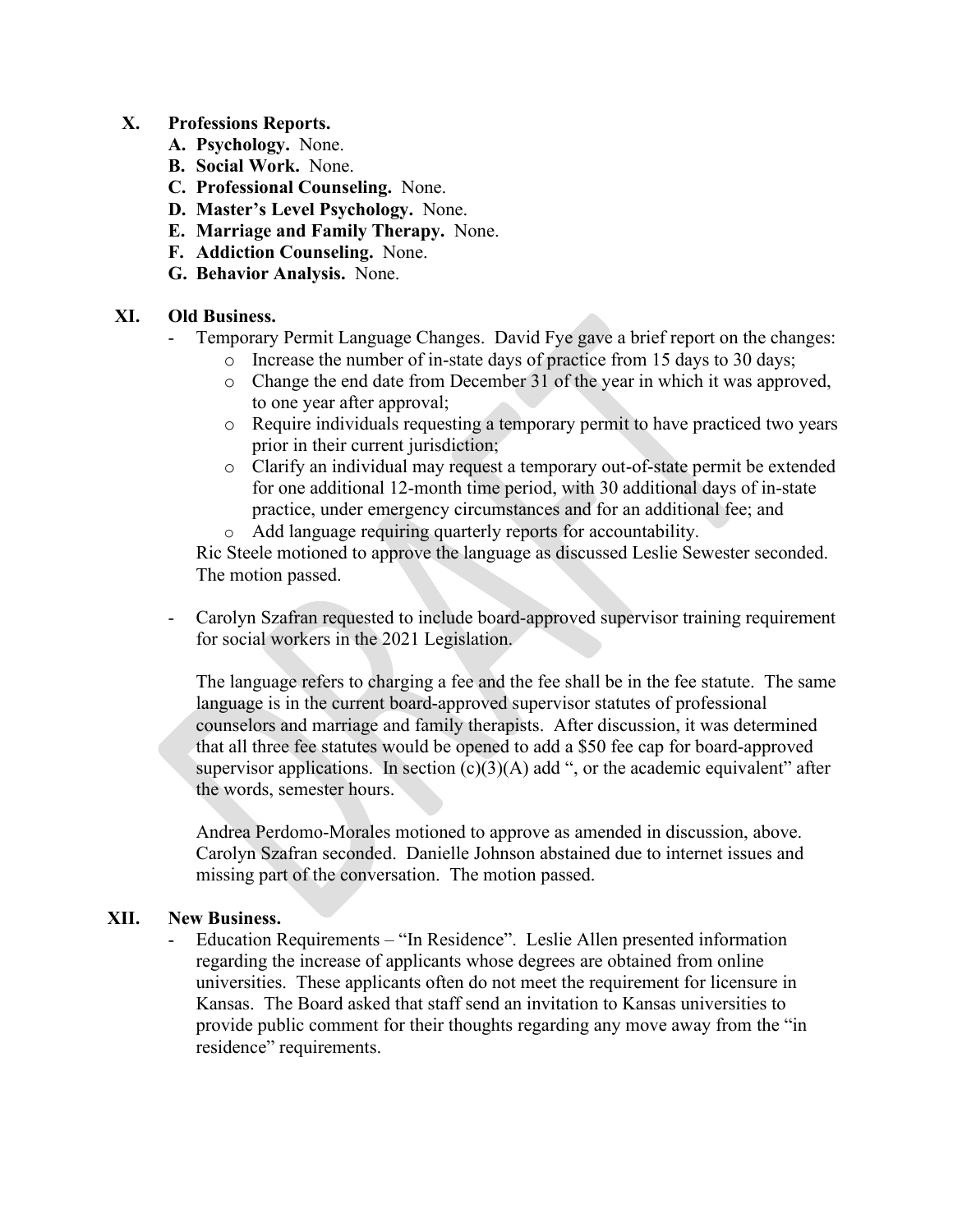## X. Professions Reports.

**A. Psychology.** None.
**B. Social Work.** None.
**C. Professional Counseling.** None.
**D. Master's Level Psychology.** None.
**E. Marriage and Family Therapy.** None.
**F. Addiction Counseling.** None.
**G. Behavior Analysis.** None.

## XI. Old Business.

- Temporary Permit Language Changes. David Fye gave a brief report on the changes:
  - Increase the number of in-state days of practice from 15 days to 30 days;
  - Change the end date from December 31 of the year in which it was approved, to one year after approval;
  - Require individuals requesting a temporary permit to have practiced two years prior in their current jurisdiction;
  - Clarify an individual may request a temporary out-of-state permit be extended for one additional 12-month time period, with 30 additional days of in-state practice, under emergency circumstances and for an additional fee; and
  - Add language requiring quarterly reports for accountability.

  Ric Steele motioned to approve the language as discussed Leslie Sewester seconded. The motion passed.

- Carolyn Szafran requested to include board-approved supervisor training requirement for social workers in the 2021 Legislation.

  The language refers to charging a fee and the fee shall be in the fee statute. The same language is in the current board-approved supervisor statutes of professional counselors and marriage and family therapists. After discussion, it was determined that all three fee statutes would be opened to add a $50 fee cap for board-approved supervisor applications. In section (c)(3)(A) add ", or the academic equivalent" after the words, semester hours.

  Andrea Perdomo-Morales motioned to approve as amended in discussion, above. Carolyn Szafran seconded. Danielle Johnson abstained due to internet issues and missing part of the conversation. The motion passed.

## XII. New Business.

- Education Requirements – "In Residence". Leslie Allen presented information regarding the increase of applicants whose degrees are obtained from online universities. These applicants often do not meet the requirement for licensure in Kansas. The Board asked that staff send an invitation to Kansas universities to provide public comment for their thoughts regarding any move away from the "in residence" requirements.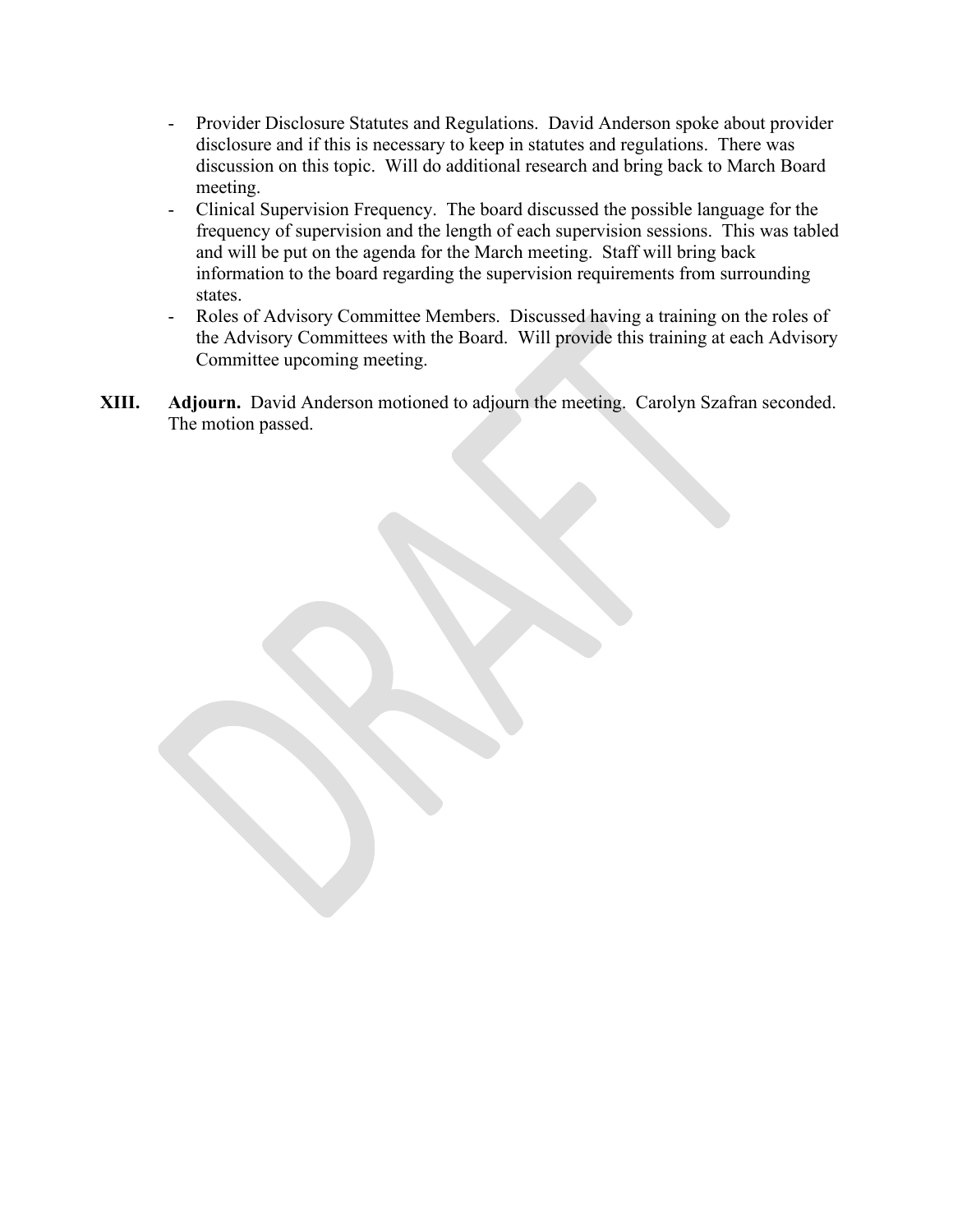- Provider Disclosure Statutes and Regulations. David Anderson spoke about provider disclosure and if this is necessary to keep in statutes and regulations. There was discussion on this topic. Will do additional research and bring back to March Board meeting.
- Clinical Supervision Frequency. The board discussed the possible language for the frequency of supervision and the length of each supervision sessions. This was tabled and will be put on the agenda for the March meeting. Staff will bring back information to the board regarding the supervision requirements from surrounding states.
- Roles of Advisory Committee Members. Discussed having a training on the roles of the Advisory Committees with the Board. Will provide this training at each Advisory Committee upcoming meeting.

**XIII. Adjourn.** David Anderson motioned to adjourn the meeting. Carolyn Szafran seconded. The motion passed.